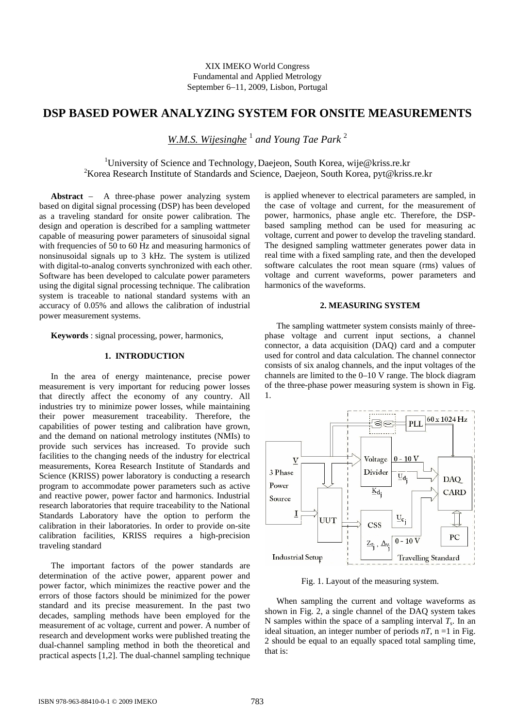XIX IMEKO World Congress
Fundamental and Applied Metrology
September 6–11, 2009, Lisbon, Portugal

# DSP BASED POWER ANALYZING SYSTEM FOR ONSITE MEASUREMENTS

*W.M.S. Wijesinghe* [1] *and Young Tae Park* [2]

[1]University of Science and Technology, Daejeon, South Korea, wije@kriss.re.kr
[2]Korea Research Institute of Standards and Science, Daejeon, South Korea, pyt@kriss.re.kr

**Abstract** – A three-phase power analyzing system based on digital signal processing (DSP) has been developed as a traveling standard for onsite power calibration. The design and operation is described for a sampling wattmeter capable of measuring power parameters of sinusoidal signal with frequencies of 50 to 60 Hz and measuring harmonics of nonsinusoidal signals up to 3 kHz. The system is utilized with digital-to-analog converts synchronized with each other. Software has been developed to calculate power parameters using the digital signal processing technique. The calibration system is traceable to national standard systems with an accuracy of 0.05% and allows the calibration of industrial power measurement systems.

**Keywords** : signal processing, power, harmonics,

## 1. INTRODUCTION

In the area of energy maintenance, precise power measurement is very important for reducing power losses that directly affect the economy of any country. All industries try to minimize power losses, while maintaining their power measurement traceability. Therefore, the capabilities of power testing and calibration have grown, and the demand on national metrology institutes (NMIs) to provide such services has increased. To provide such facilities to the changing needs of the industry for electrical measurements, Korea Research Institute of Standards and Science (KRISS) power laboratory is conducting a research program to accommodate power parameters such as active and reactive power, power factor and harmonics. Industrial research laboratories that require traceability to the National Standards Laboratory have the option to perform the calibration in their laboratories. In order to provide on-site calibration facilities, KRISS requires a high-precision traveling standard

The important factors of the power standards are determination of the active power, apparent power and power factor, which minimizes the reactive power and the errors of those factors should be minimized for the power standard and its precise measurement. In the past two decades, sampling methods have been employed for the measurement of ac voltage, current and power. A number of research and development works were published treating the dual-channel sampling method in both the theoretical and practical aspects [1,2]. The dual-channel sampling technique is applied whenever to electrical parameters are sampled, in the case of voltage and current, for the measurement of power, harmonics, phase angle etc. Therefore, the DSP-based sampling method can be used for measuring ac voltage, current and power to develop the traveling standard. The designed sampling wattmeter generates power data in real time with a fixed sampling rate, and then the developed software calculates the root mean square (rms) values of voltage and current waveforms, power parameters and harmonics of the waveforms.

## 2. MEASURING SYSTEM

The sampling wattmeter system consists mainly of three-phase voltage and current input sections, a channel connector, a data acquisition (DAQ) card and a computer used for control and data calculation. The channel connector consists of six analog channels, and the input voltages of the channels are limited to the 0–10 V range. The block diagram of the three-phase power measuring system is shown in Fig. 1.

Fig. 1. Layout of the measuring system.

When sampling the current and voltage waveforms as shown in Fig. 2, a single channel of the DAQ system takes N samples within the space of a sampling interval $T_s$. In an ideal situation, an integer number of periods $nT$, n =1 in Fig. 2 should be equal to an equally spaced total sampling time, that is: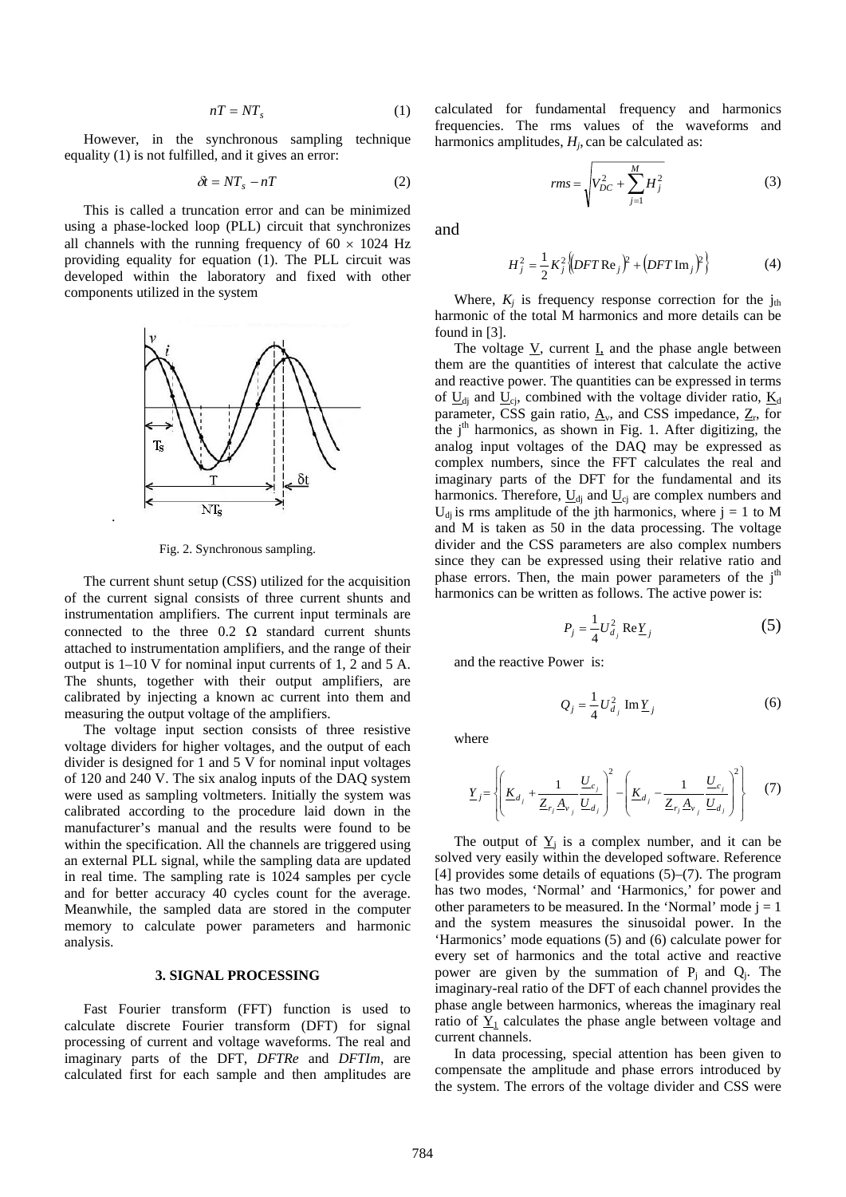$$nT = NT_s \tag{1}$$

However, in the synchronous sampling technique equality (1) is not fulfilled, and it gives an error:

$$\delta t = NT_s - nT \tag{2}$$

This is called a truncation error and can be minimized using a phase-locked loop (PLL) circuit that synchronizes all channels with the running frequency of 60 × 1024 Hz providing equality for equation (1). The PLL circuit was developed within the laboratory and fixed with other components utilized in the system

Fig. 2. Synchronous sampling.

The current shunt setup (CSS) utilized for the acquisition of the current signal consists of three current shunts and instrumentation amplifiers. The current input terminals are connected to the three 0.2 Ω standard current shunts attached to instrumentation amplifiers, and the range of their output is 1–10 V for nominal input currents of 1, 2 and 5 A. The shunts, together with their output amplifiers, are calibrated by injecting a known ac current into them and measuring the output voltage of the amplifiers.

The voltage input section consists of three resistive voltage dividers for higher voltages, and the output of each divider is designed for 1 and 5 V for nominal input voltages of 120 and 240 V. The six analog inputs of the DAQ system were used as sampling voltmeters. Initially the system was calibrated according to the procedure laid down in the manufacturer's manual and the results were found to be within the specification. All the channels are triggered using an external PLL signal, while the sampling data are updated in real time. The sampling rate is 1024 samples per cycle and for better accuracy 40 cycles count for the average. Meanwhile, the sampled data are stored in the computer memory to calculate power parameters and harmonic analysis.

## 3. SIGNAL PROCESSING

Fast Fourier transform (FFT) function is used to calculate discrete Fourier transform (DFT) for signal processing of current and voltage waveforms. The real and imaginary parts of the DFT, *DFTRe* and *DFTIm*, are calculated first for each sample and then amplitudes are calculated for fundamental frequency and harmonics frequencies. The rms values of the waveforms and harmonics amplitudes, $H_j$, can be calculated as:

$$rms = \sqrt{V_{DC}^2 + \sum_{j=1}^{M} H_j^2} \tag{3}$$

and

$$H_j^2 = \frac{1}{2} K_j^2 \left\{ \left(DFT\,\mathrm{Re}_j\right)^2 + \left(DFT\,\mathrm{Im}_j\right)^2 \right\} \tag{4}$$

Where, $K_j$ is frequency response correction for the $j_{th}$ harmonic of the total M harmonics and more details can be found in [3].

The voltage $\underline{V}$, current $\underline{I}$, and the phase angle between them are the quantities of interest that calculate the active and reactive power. The quantities can be expressed in terms of $\underline{U}_{dj}$ and $\underline{U}_{cj}$, combined with the voltage divider ratio, $\underline{K}_d$ parameter, CSS gain ratio, $\underline{A}_v$, and CSS impedance, $\underline{Z}_r$, for the j[th] harmonics, as shown in Fig. 1. After digitizing, the analog input voltages of the DAQ may be expressed as complex numbers, since the FFT calculates the real and imaginary parts of the DFT for the fundamental and its harmonics. Therefore, $\underline{U}_{dj}$ and $\underline{U}_{cj}$ are complex numbers and $U_{dj}$ is rms amplitude of the jth harmonics, where j = 1 to M and M is taken as 50 in the data processing. The voltage divider and the CSS parameters are also complex numbers since they can be expressed using their relative ratio and phase errors. Then, the main power parameters of the j[th] harmonics can be written as follows. The active power is:

$$P_j = \frac{1}{4} U_{d_j}^2 \,\mathrm{Re}\underline{Y}_j \tag{5}$$

and the reactive Power is:

$$Q_j = \frac{1}{4} U_{d_j}^2 \,\mathrm{Im}\underline{Y}_j \tag{6}$$

where

$$\underline{Y}_j = \left\{ \left( \underline{K}_{d_j} + \frac{1}{\underline{Z}_{r_j} \underline{A}_{v_j}} \frac{\underline{U}_{c_j}}{\underline{U}_{d_j}} \right)^2 - \left( \underline{K}_{d_j} - \frac{1}{\underline{Z}_{r_j} \underline{A}_{v_j}} \frac{\underline{U}_{c_j}}{\underline{U}_{d_j}} \right)^2 \right\} \tag{7}$$

The output of $\underline{Y}_j$ is a complex number, and it can be solved very easily within the developed software. Reference [4] provides some details of equations (5)–(7). The program has two modes, 'Normal' and 'Harmonics,' for power and other parameters to be measured. In the 'Normal' mode j = 1 and the system measures the sinusoidal power. In the 'Harmonics' mode equations (5) and (6) calculate power for every set of harmonics and the total active and reactive power are given by the summation of $P_j$ and $Q_j$. The imaginary-real ratio of the DFT of each channel provides the phase angle between harmonics, whereas the imaginary real ratio of $\underline{Y}_1$ calculates the phase angle between voltage and current channels.

In data processing, special attention has been given to compensate the amplitude and phase errors introduced by the system. The errors of the voltage divider and CSS were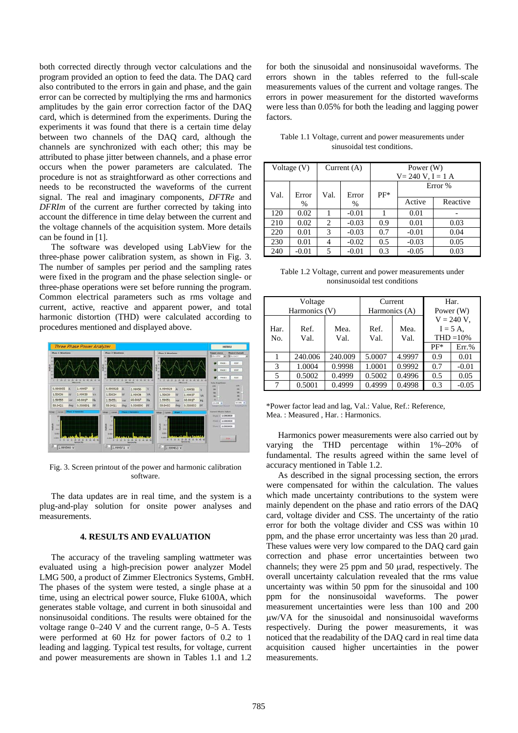both corrected directly through vector calculations and the program provided an option to feed the data. The DAQ card also contributed to the errors in gain and phase, and the gain error can be corrected by multiplying the rms and harmonics amplitudes by the gain error correction factor of the DAQ card, which is determined from the experiments. During the experiments it was found that there is a certain time delay between two channels of the DAQ card, although the channels are synchronized with each other; this may be attributed to phase jitter between channels, and a phase error occurs when the power parameters are calculated. The procedure is not as straightforward as other corrections and needs to be reconstructed the waveforms of the current signal. The real and imaginary components, *DFTRe* and *DFRIm* of the current are further corrected by taking into account the difference in time delay between the current and the voltage channels of the acquisition system. More details can be found in [1].

The software was developed using LabView for the three-phase power calibration system, as shown in Fig. 3. The number of samples per period and the sampling rates were fixed in the program and the phase selection single- or three-phase operations were set before running the program. Common electrical parameters such as rms voltage and current, active, reactive and apparent power, and total harmonic distortion (THD) were calculated according to procedures mentioned and displayed above.

Fig. 3. Screen printout of the power and harmonic calibration software.

The data updates are in real time, and the system is a plug-and-play solution for onsite power analyses and measurements.

## 4. RESULTS AND EVALUATION

The accuracy of the traveling sampling wattmeter was evaluated using a high-precision power analyzer Model LMG 500, a product of Zimmer Electronics Systems, GmbH. The phases of the system were tested, a single phase at a time, using an electrical power source, Fluke 6100A, which generates stable voltage, and current in both sinusoidal and nonsinusoidal conditions. The results were obtained for the voltage range 0–240 V and the current range, 0–5 A. Tests were performed at 60 Hz for power factors of 0.2 to 1 leading and lagging. Typical test results, for voltage, current and power measurements are shown in Tables 1.1 and 1.2 for both the sinusoidal and nonsinusoidal waveforms. The errors shown in the tables referred to the full-scale measurements values of the current and voltage ranges. The errors in power measurement for the distorted waveforms were less than 0.05% for both the leading and lagging power factors.

Table 1.1 Voltage, current and power measurements under sinusoidal test conditions.

| Voltage (V) | | Current (A) | | Power (W) V= 240 V, I = 1 A | | |
|---|---|---|---|---|---|---|
| Val. | Error % | Val. | Error % | PF* | Error % | |
| | | | | | Active | Reactive |
| 120 | 0.02 | 1 | -0.01 | 1 | 0.01 | - |
| 210 | 0.02 | 2 | -0.03 | 0.9 | 0.01 | 0.03 |
| 220 | 0.01 | 3 | -0.03 | 0.7 | -0.01 | 0.04 |
| 230 | 0.01 | 4 | -0.02 | 0.5 | -0.03 | 0.05 |
| 240 | -0.01 | 5 | -0.01 | 0.3 | -0.05 | 0.03 |

Table 1.2 Voltage, current and power measurements under nonsinusoidal test conditions

| Voltage Harmonics (V) | | | Current Harmonics (A) | | Har. Power (W) | |
|---|---|---|---|---|---|---|
| Har. No. | Ref. Val. | Mea. Val. | Ref. Val. | Mea. Val. | V = 240 V, I = 5 A, THD =10% | |
| | | | | | PF* | Err.% |
| 1 | 240.006 | 240.009 | 5.0007 | 4.9997 | 0.9 | 0.01 |
| 3 | 1.0004 | 0.9998 | 1.0001 | 0.9992 | 0.7 | -0.01 |
| 5 | 0.5002 | 0.4999 | 0.5002 | 0.4996 | 0.5 | 0.05 |
| 7 | 0.5001 | 0.4999 | 0.4999 | 0.4998 | 0.3 | -0.05 |

*Power factor lead and lag, Val.: Value, Ref.: Reference, Mea. : Measured , Har. : Harmonics.

Harmonics power measurements were also carried out by varying the THD percentage within 1%–20% of fundamental. The results agreed within the same level of accuracy mentioned in Table 1.2.

As described in the signal processing section, the errors were compensated for within the calculation. The values which made uncertainty contributions to the system were mainly dependent on the phase and ratio errors of the DAQ card, voltage divider and CSS. The uncertainty of the ratio error for both the voltage divider and CSS was within 10 ppm, and the phase error uncertainty was less than 20 μrad. These values were very low compared to the DAQ card gain correction and phase error uncertainties between two channels; they were 25 ppm and 50 μrad, respectively. The overall uncertainty calculation revealed that the rms value uncertainty was within 50 ppm for the sinusoidal and 100 ppm for the nonsinusoidal waveforms. The power measurement uncertainties were less than 100 and 200 μw/VA for the sinusoidal and nonsinusoidal waveforms respectively. During the power measurements, it was noticed that the readability of the DAQ card in real time data acquisition caused higher uncertainties in the power measurements.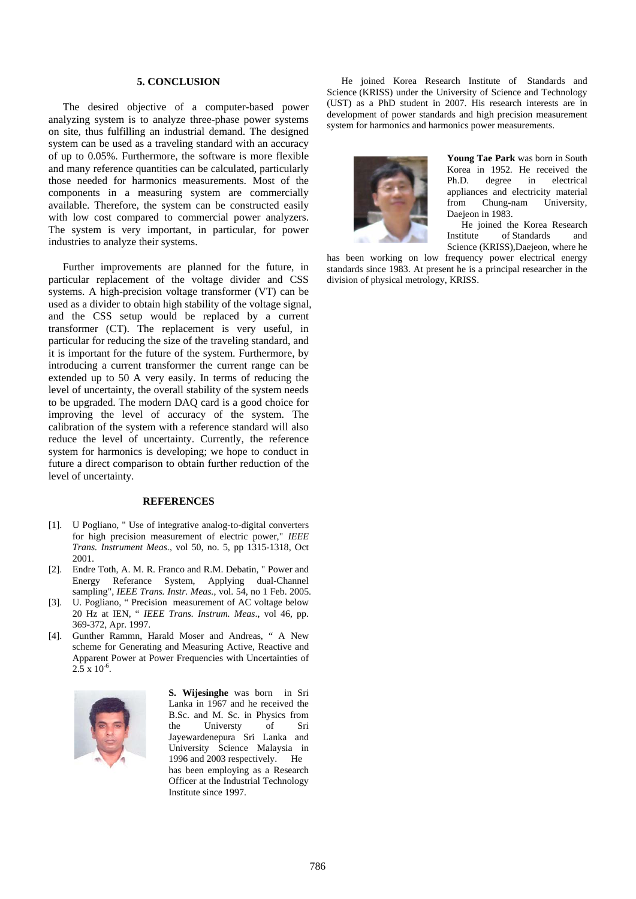## 5. CONCLUSION

The desired objective of a computer-based power analyzing system is to analyze three-phase power systems on site, thus fulfilling an industrial demand. The designed system can be used as a traveling standard with an accuracy of up to 0.05%. Furthermore, the software is more flexible and many reference quantities can be calculated, particularly those needed for harmonics measurements. Most of the components in a measuring system are commercially available. Therefore, the system can be constructed easily with low cost compared to commercial power analyzers. The system is very important, in particular, for power industries to analyze their systems.

Further improvements are planned for the future, in particular replacement of the voltage divider and CSS systems. A high-precision voltage transformer (VT) can be used as a divider to obtain high stability of the voltage signal, and the CSS setup would be replaced by a current transformer (CT). The replacement is very useful, in particular for reducing the size of the traveling standard, and it is important for the future of the system. Furthermore, by introducing a current transformer the current range can be extended up to 50 A very easily. In terms of reducing the level of uncertainty, the overall stability of the system needs to be upgraded. The modern DAQ card is a good choice for improving the level of accuracy of the system. The calibration of the system with a reference standard will also reduce the level of uncertainty. Currently, the reference system for harmonics is developing; we hope to conduct in future a direct comparison to obtain further reduction of the level of uncertainty.

## REFERENCES

[1]. U Pogliano, " Use of integrative analog-to-digital converters for high precision measurement of electric power," *IEEE Trans. Instrument Meas.*, vol 50, no. 5, pp 1315-1318, Oct 2001.

[2]. Endre Toth, A. M. R. Franco and R.M. Debatin, " Power and Energy Referance System, Applying dual-Channel sampling", *IEEE Trans. Instr. Meas.*, vol. 54, no 1 Feb. 2005.

[3]. U. Pogliano, " Precision measurement of AC voltage below 20 Hz at IEN, " *IEEE Trans. Instrum. Meas*., vol 46, pp. 369-372, Apr. 1997.

[4]. Gunther Rammn, Harald Moser and Andreas, " A New scheme for Generating and Measuring Active, Reactive and Apparent Power at Power Frequencies with Uncertainties of $2.5 \times 10^{-6}$.

**S. Wijesinghe** was born in Sri Lanka in 1967 and he received the B.Sc. and M. Sc. in Physics from the Universty of Sri Jayewardenepura Sri Lanka and University Science Malaysia in 1996 and 2003 respectively. He has been employing as a Research Officer at the Industrial Technology Institute since 1997.

He joined Korea Research Institute of Standards and Science (KRISS) under the University of Science and Technology (UST) as a PhD student in 2007. His research interests are in development of power standards and high precision measurement system for harmonics and harmonics power measurements.

**Young Tae Park** was born in South Korea in 1952. He received the Ph.D. degree in electrical appliances and electricity material from Chung-nam University, Daejeon in 1983.

He joined the Korea Research Institute of Standards and Science (KRISS),Daejeon, where he has been working on low frequency power electrical energy standards since 1983. At present he is a principal researcher in the division of physical metrology, KRISS.